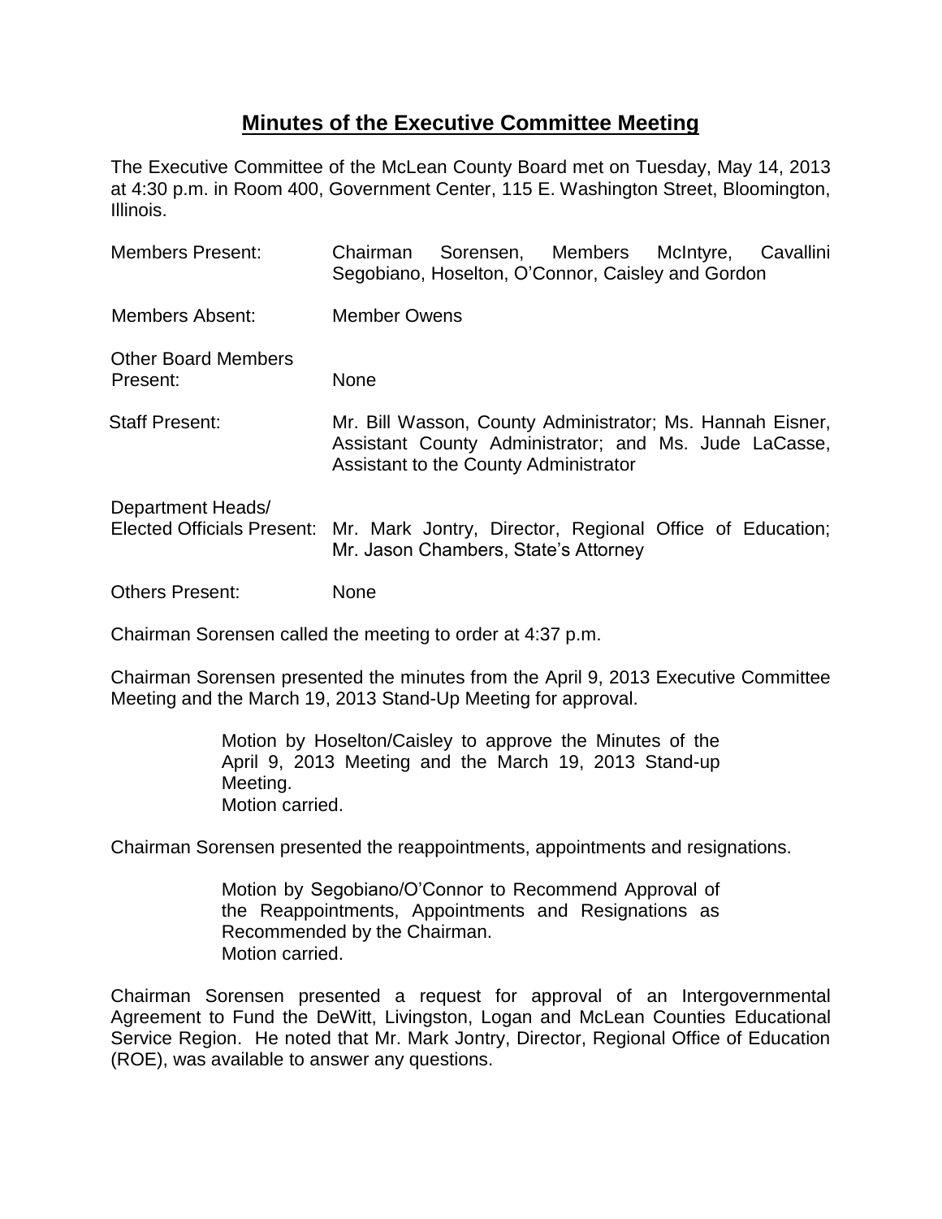# Minutes of the Executive Committee Meeting

The Executive Committee of the McLean County Board met on Tuesday, May 14, 2013 at 4:30 p.m. in Room 400, Government Center, 115 E. Washington Street, Bloomington, Illinois.

| | |
|---|---|
| Members Present: | Chairman Sorensen, Members McIntyre, Cavallini Segobiano, Hoselton, O'Connor, Caisley and Gordon |
| Members Absent: | Member Owens |
| Other Board Members Present: | None |
| Staff Present: | Mr. Bill Wasson, County Administrator; Ms. Hannah Eisner, Assistant County Administrator; and Ms. Jude LaCasse, Assistant to the County Administrator |
| Department Heads/ Elected Officials Present: | Mr. Mark Jontry, Director, Regional Office of Education; Mr. Jason Chambers, State's Attorney |
| Others Present: | None |

Chairman Sorensen called the meeting to order at 4:37 p.m.

Chairman Sorensen presented the minutes from the April 9, 2013 Executive Committee Meeting and the March 19, 2013 Stand-Up Meeting for approval.

> Motion by Hoselton/Caisley to approve the Minutes of the April 9, 2013 Meeting and the March 19, 2013 Stand-up Meeting.
> Motion carried.

Chairman Sorensen presented the reappointments, appointments and resignations.

> Motion by Segobiano/O'Connor to Recommend Approval of the Reappointments, Appointments and Resignations as Recommended by the Chairman.
> Motion carried.

Chairman Sorensen presented a request for approval of an Intergovernmental Agreement to Fund the DeWitt, Livingston, Logan and McLean Counties Educational Service Region. He noted that Mr. Mark Jontry, Director, Regional Office of Education (ROE), was available to answer any questions.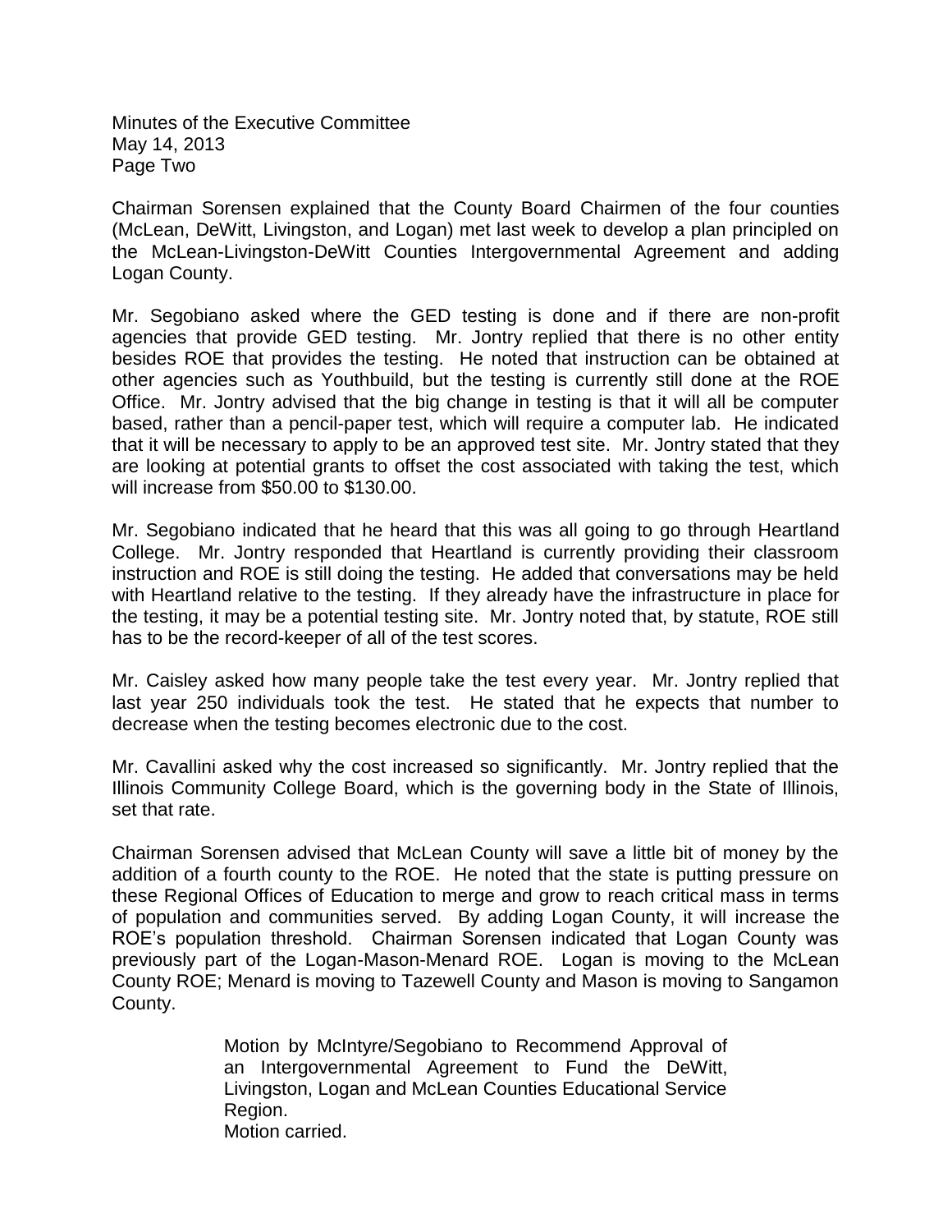Chairman Sorensen explained that the County Board Chairmen of the four counties (McLean, DeWitt, Livingston, and Logan) met last week to develop a plan principled on the McLean-Livingston-DeWitt Counties Intergovernmental Agreement and adding Logan County.

Mr. Segobiano asked where the GED testing is done and if there are non-profit agencies that provide GED testing. Mr. Jontry replied that there is no other entity besides ROE that provides the testing. He noted that instruction can be obtained at other agencies such as Youthbuild, but the testing is currently still done at the ROE Office. Mr. Jontry advised that the big change in testing is that it will all be computer based, rather than a pencil-paper test, which will require a computer lab. He indicated that it will be necessary to apply to be an approved test site. Mr. Jontry stated that they are looking at potential grants to offset the cost associated with taking the test, which will increase from $50.00 to $130.00.

Mr. Segobiano indicated that he heard that this was all going to go through Heartland College. Mr. Jontry responded that Heartland is currently providing their classroom instruction and ROE is still doing the testing. He added that conversations may be held with Heartland relative to the testing. If they already have the infrastructure in place for the testing, it may be a potential testing site. Mr. Jontry noted that, by statute, ROE still has to be the record-keeper of all of the test scores.

Mr. Caisley asked how many people take the test every year. Mr. Jontry replied that last year 250 individuals took the test. He stated that he expects that number to decrease when the testing becomes electronic due to the cost.

Mr. Cavallini asked why the cost increased so significantly. Mr. Jontry replied that the Illinois Community College Board, which is the governing body in the State of Illinois, set that rate.

Chairman Sorensen advised that McLean County will save a little bit of money by the addition of a fourth county to the ROE. He noted that the state is putting pressure on these Regional Offices of Education to merge and grow to reach critical mass in terms of population and communities served. By adding Logan County, it will increase the ROE's population threshold. Chairman Sorensen indicated that Logan County was previously part of the Logan-Mason-Menard ROE. Logan is moving to the McLean County ROE; Menard is moving to Tazewell County and Mason is moving to Sangamon County.

> Motion by McIntyre/Segobiano to Recommend Approval of an Intergovernmental Agreement to Fund the DeWitt, Livingston, Logan and McLean Counties Educational Service Region.
> Motion carried.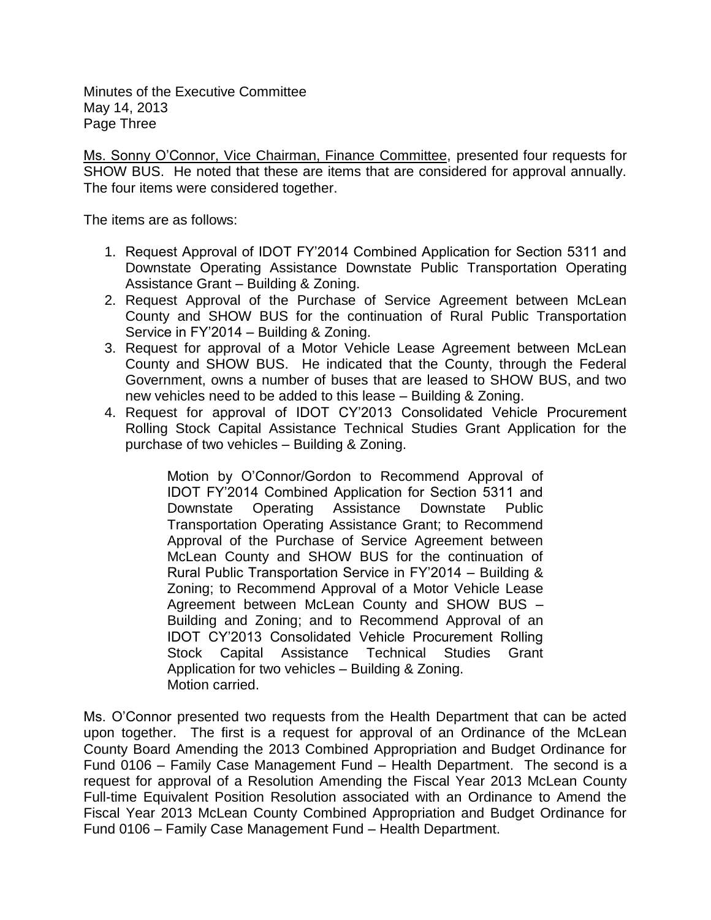Ms. Sonny O'Connor, Vice Chairman, Finance Committee, presented four requests for SHOW BUS. He noted that these are items that are considered for approval annually. The four items were considered together.

The items are as follows:

1. Request Approval of IDOT FY'2014 Combined Application for Section 5311 and Downstate Operating Assistance Downstate Public Transportation Operating Assistance Grant – Building & Zoning.
2. Request Approval of the Purchase of Service Agreement between McLean County and SHOW BUS for the continuation of Rural Public Transportation Service in FY'2014 – Building & Zoning.
3. Request for approval of a Motor Vehicle Lease Agreement between McLean County and SHOW BUS. He indicated that the County, through the Federal Government, owns a number of buses that are leased to SHOW BUS, and two new vehicles need to be added to this lease – Building & Zoning.
4. Request for approval of IDOT CY'2013 Consolidated Vehicle Procurement Rolling Stock Capital Assistance Technical Studies Grant Application for the purchase of two vehicles – Building & Zoning.

> Motion by O'Connor/Gordon to Recommend Approval of IDOT FY'2014 Combined Application for Section 5311 and Downstate Operating Assistance Downstate Public Transportation Operating Assistance Grant; to Recommend Approval of the Purchase of Service Agreement between McLean County and SHOW BUS for the continuation of Rural Public Transportation Service in FY'2014 – Building & Zoning; to Recommend Approval of a Motor Vehicle Lease Agreement between McLean County and SHOW BUS – Building and Zoning; and to Recommend Approval of an IDOT CY'2013 Consolidated Vehicle Procurement Rolling Stock Capital Assistance Technical Studies Grant Application for two vehicles – Building & Zoning.
> Motion carried.

Ms. O'Connor presented two requests from the Health Department that can be acted upon together. The first is a request for approval of an Ordinance of the McLean County Board Amending the 2013 Combined Appropriation and Budget Ordinance for Fund 0106 – Family Case Management Fund – Health Department. The second is a request for approval of a Resolution Amending the Fiscal Year 2013 McLean County Full-time Equivalent Position Resolution associated with an Ordinance to Amend the Fiscal Year 2013 McLean County Combined Appropriation and Budget Ordinance for Fund 0106 – Family Case Management Fund – Health Department.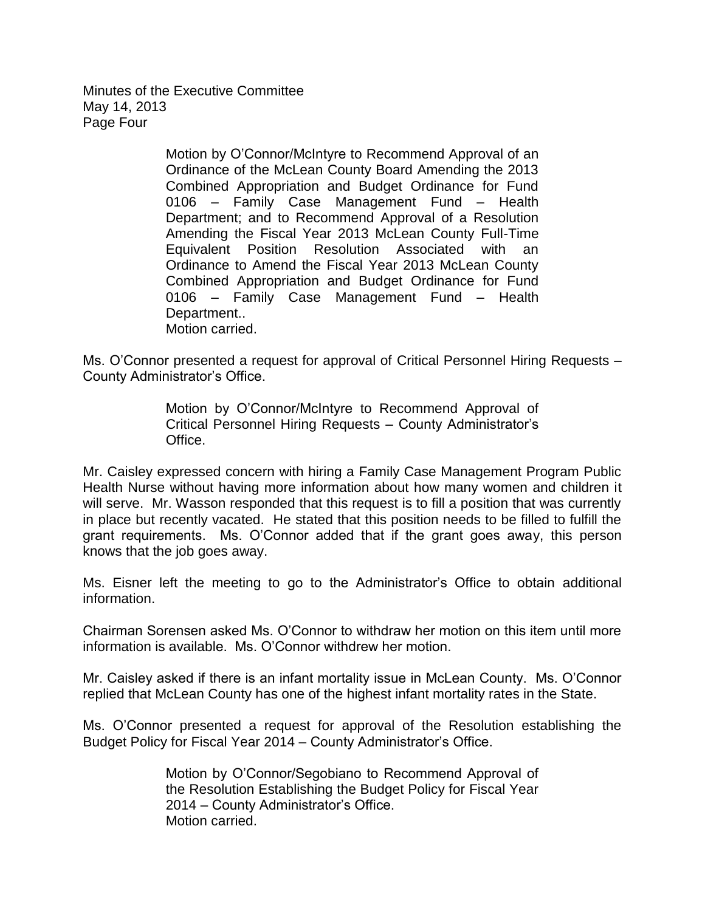> Motion by O'Connor/McIntyre to Recommend Approval of an Ordinance of the McLean County Board Amending the 2013 Combined Appropriation and Budget Ordinance for Fund 0106 – Family Case Management Fund – Health Department; and to Recommend Approval of a Resolution Amending the Fiscal Year 2013 McLean County Full-Time Equivalent Position Resolution Associated with an Ordinance to Amend the Fiscal Year 2013 McLean County Combined Appropriation and Budget Ordinance for Fund 0106 – Family Case Management Fund – Health Department..
> Motion carried.

Ms. O'Connor presented a request for approval of Critical Personnel Hiring Requests – County Administrator's Office.

> Motion by O'Connor/McIntyre to Recommend Approval of Critical Personnel Hiring Requests – County Administrator's Office.

Mr. Caisley expressed concern with hiring a Family Case Management Program Public Health Nurse without having more information about how many women and children it will serve. Mr. Wasson responded that this request is to fill a position that was currently in place but recently vacated. He stated that this position needs to be filled to fulfill the grant requirements. Ms. O'Connor added that if the grant goes away, this person knows that the job goes away.

Ms. Eisner left the meeting to go to the Administrator's Office to obtain additional information.

Chairman Sorensen asked Ms. O'Connor to withdraw her motion on this item until more information is available. Ms. O'Connor withdrew her motion.

Mr. Caisley asked if there is an infant mortality issue in McLean County. Ms. O'Connor replied that McLean County has one of the highest infant mortality rates in the State.

Ms. O'Connor presented a request for approval of the Resolution establishing the Budget Policy for Fiscal Year 2014 – County Administrator's Office.

> Motion by O'Connor/Segobiano to Recommend Approval of the Resolution Establishing the Budget Policy for Fiscal Year 2014 – County Administrator's Office.
> Motion carried.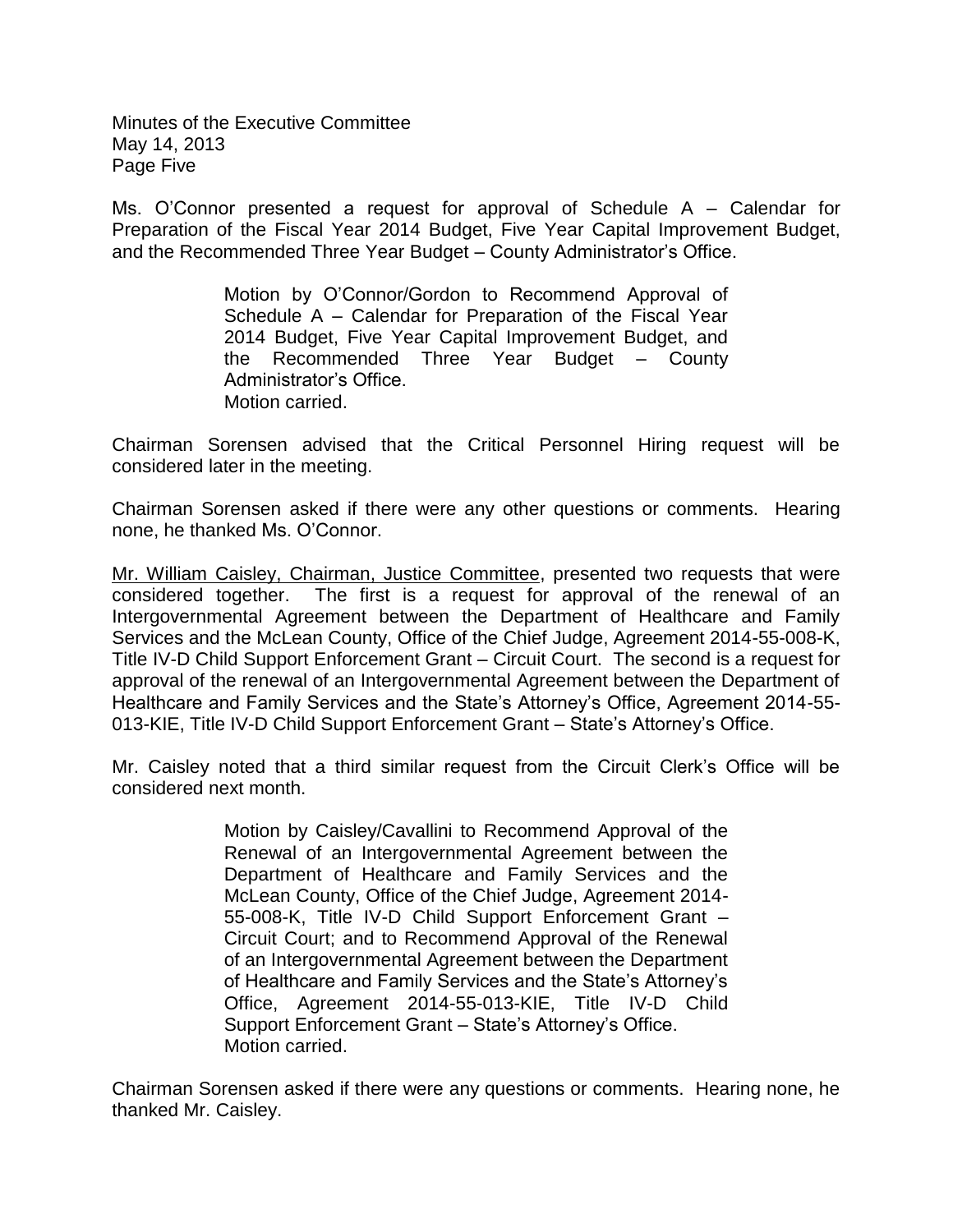Ms. O'Connor presented a request for approval of Schedule A – Calendar for Preparation of the Fiscal Year 2014 Budget, Five Year Capital Improvement Budget, and the Recommended Three Year Budget – County Administrator's Office.

> Motion by O'Connor/Gordon to Recommend Approval of Schedule A – Calendar for Preparation of the Fiscal Year 2014 Budget, Five Year Capital Improvement Budget, and the Recommended Three Year Budget – County Administrator's Office.
> Motion carried.

Chairman Sorensen advised that the Critical Personnel Hiring request will be considered later in the meeting.

Chairman Sorensen asked if there were any other questions or comments. Hearing none, he thanked Ms. O'Connor.

Mr. William Caisley, Chairman, Justice Committee, presented two requests that were considered together. The first is a request for approval of the renewal of an Intergovernmental Agreement between the Department of Healthcare and Family Services and the McLean County, Office of the Chief Judge, Agreement 2014-55-008-K, Title IV-D Child Support Enforcement Grant – Circuit Court. The second is a request for approval of the renewal of an Intergovernmental Agreement between the Department of Healthcare and Family Services and the State's Attorney's Office, Agreement 2014-55-013-KIE, Title IV-D Child Support Enforcement Grant – State's Attorney's Office.

Mr. Caisley noted that a third similar request from the Circuit Clerk's Office will be considered next month.

> Motion by Caisley/Cavallini to Recommend Approval of the Renewal of an Intergovernmental Agreement between the Department of Healthcare and Family Services and the McLean County, Office of the Chief Judge, Agreement 2014-55-008-K, Title IV-D Child Support Enforcement Grant – Circuit Court; and to Recommend Approval of the Renewal of an Intergovernmental Agreement between the Department of Healthcare and Family Services and the State's Attorney's Office, Agreement 2014-55-013-KIE, Title IV-D Child Support Enforcement Grant – State's Attorney's Office.
> Motion carried.

Chairman Sorensen asked if there were any questions or comments. Hearing none, he thanked Mr. Caisley.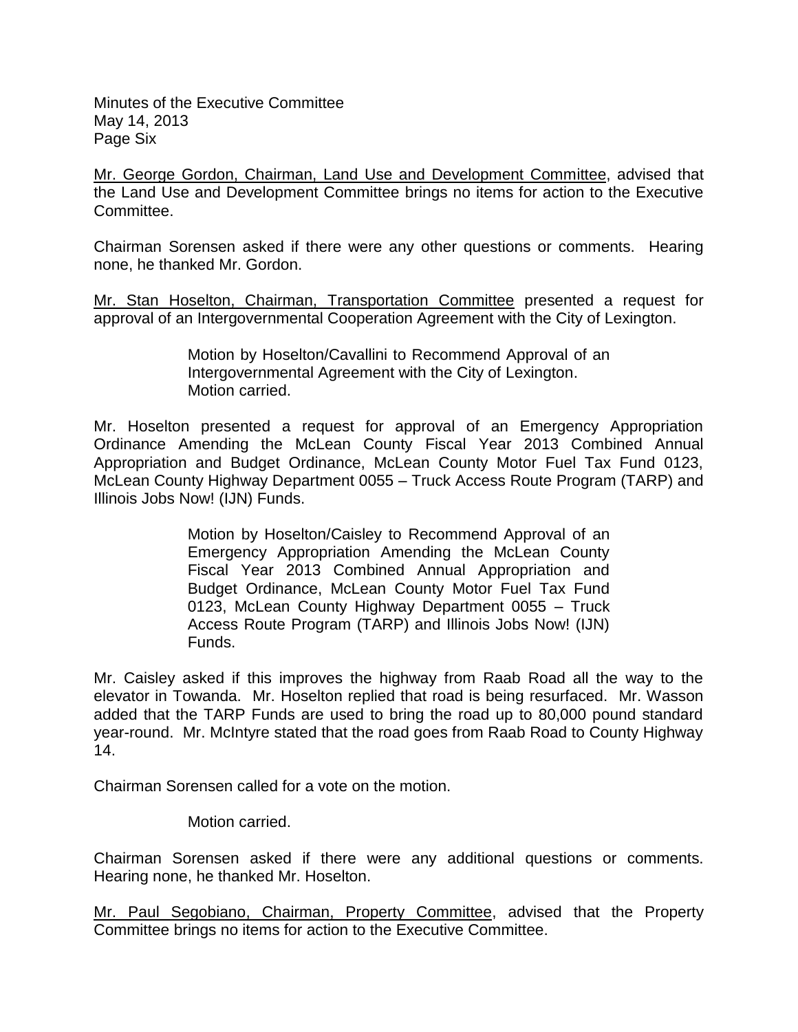Mr. George Gordon, Chairman, Land Use and Development Committee, advised that the Land Use and Development Committee brings no items for action to the Executive Committee.

Chairman Sorensen asked if there were any other questions or comments. Hearing none, he thanked Mr. Gordon.

Mr. Stan Hoselton, Chairman, Transportation Committee presented a request for approval of an Intergovernmental Cooperation Agreement with the City of Lexington.

> Motion by Hoselton/Cavallini to Recommend Approval of an Intergovernmental Agreement with the City of Lexington.
> Motion carried.

Mr. Hoselton presented a request for approval of an Emergency Appropriation Ordinance Amending the McLean County Fiscal Year 2013 Combined Annual Appropriation and Budget Ordinance, McLean County Motor Fuel Tax Fund 0123, McLean County Highway Department 0055 – Truck Access Route Program (TARP) and Illinois Jobs Now! (IJN) Funds.

> Motion by Hoselton/Caisley to Recommend Approval of an Emergency Appropriation Amending the McLean County Fiscal Year 2013 Combined Annual Appropriation and Budget Ordinance, McLean County Motor Fuel Tax Fund 0123, McLean County Highway Department 0055 – Truck Access Route Program (TARP) and Illinois Jobs Now! (IJN) Funds.

Mr. Caisley asked if this improves the highway from Raab Road all the way to the elevator in Towanda. Mr. Hoselton replied that road is being resurfaced. Mr. Wasson added that the TARP Funds are used to bring the road up to 80,000 pound standard year-round. Mr. McIntyre stated that the road goes from Raab Road to County Highway 14.

Chairman Sorensen called for a vote on the motion.

> Motion carried.

Chairman Sorensen asked if there were any additional questions or comments. Hearing none, he thanked Mr. Hoselton.

Mr. Paul Segobiano, Chairman, Property Committee, advised that the Property Committee brings no items for action to the Executive Committee.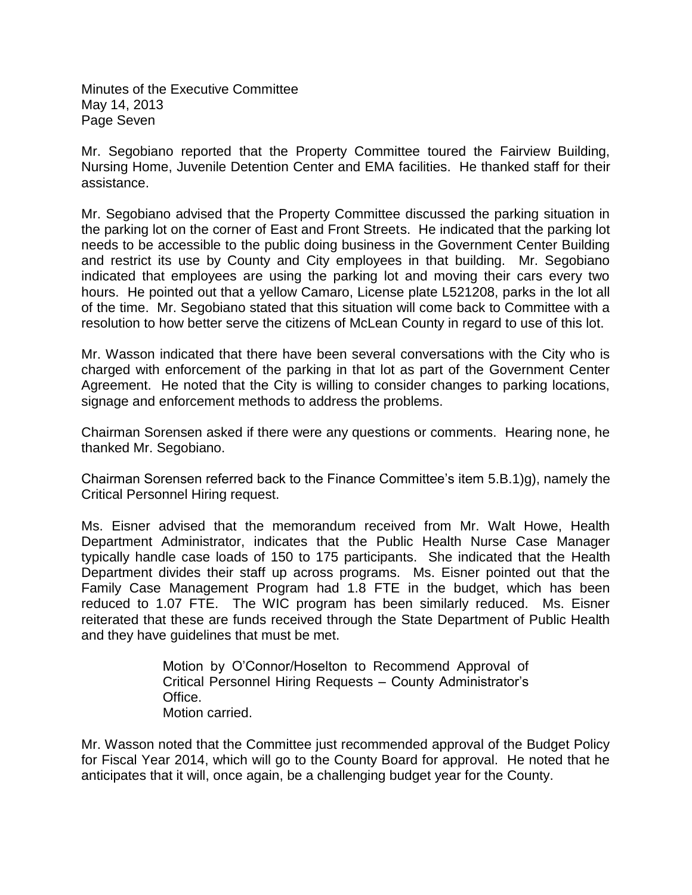Mr. Segobiano reported that the Property Committee toured the Fairview Building, Nursing Home, Juvenile Detention Center and EMA facilities. He thanked staff for their assistance.

Mr. Segobiano advised that the Property Committee discussed the parking situation in the parking lot on the corner of East and Front Streets. He indicated that the parking lot needs to be accessible to the public doing business in the Government Center Building and restrict its use by County and City employees in that building. Mr. Segobiano indicated that employees are using the parking lot and moving their cars every two hours. He pointed out that a yellow Camaro, License plate L521208, parks in the lot all of the time. Mr. Segobiano stated that this situation will come back to Committee with a resolution to how better serve the citizens of McLean County in regard to use of this lot.

Mr. Wasson indicated that there have been several conversations with the City who is charged with enforcement of the parking in that lot as part of the Government Center Agreement. He noted that the City is willing to consider changes to parking locations, signage and enforcement methods to address the problems.

Chairman Sorensen asked if there were any questions or comments. Hearing none, he thanked Mr. Segobiano.

Chairman Sorensen referred back to the Finance Committee's item 5.B.1)g), namely the Critical Personnel Hiring request.

Ms. Eisner advised that the memorandum received from Mr. Walt Howe, Health Department Administrator, indicates that the Public Health Nurse Case Manager typically handle case loads of 150 to 175 participants. She indicated that the Health Department divides their staff up across programs. Ms. Eisner pointed out that the Family Case Management Program had 1.8 FTE in the budget, which has been reduced to 1.07 FTE. The WIC program has been similarly reduced. Ms. Eisner reiterated that these are funds received through the State Department of Public Health and they have guidelines that must be met.

> Motion by O'Connor/Hoselton to Recommend Approval of Critical Personnel Hiring Requests – County Administrator's Office.
> Motion carried.

Mr. Wasson noted that the Committee just recommended approval of the Budget Policy for Fiscal Year 2014, which will go to the County Board for approval. He noted that he anticipates that it will, once again, be a challenging budget year for the County.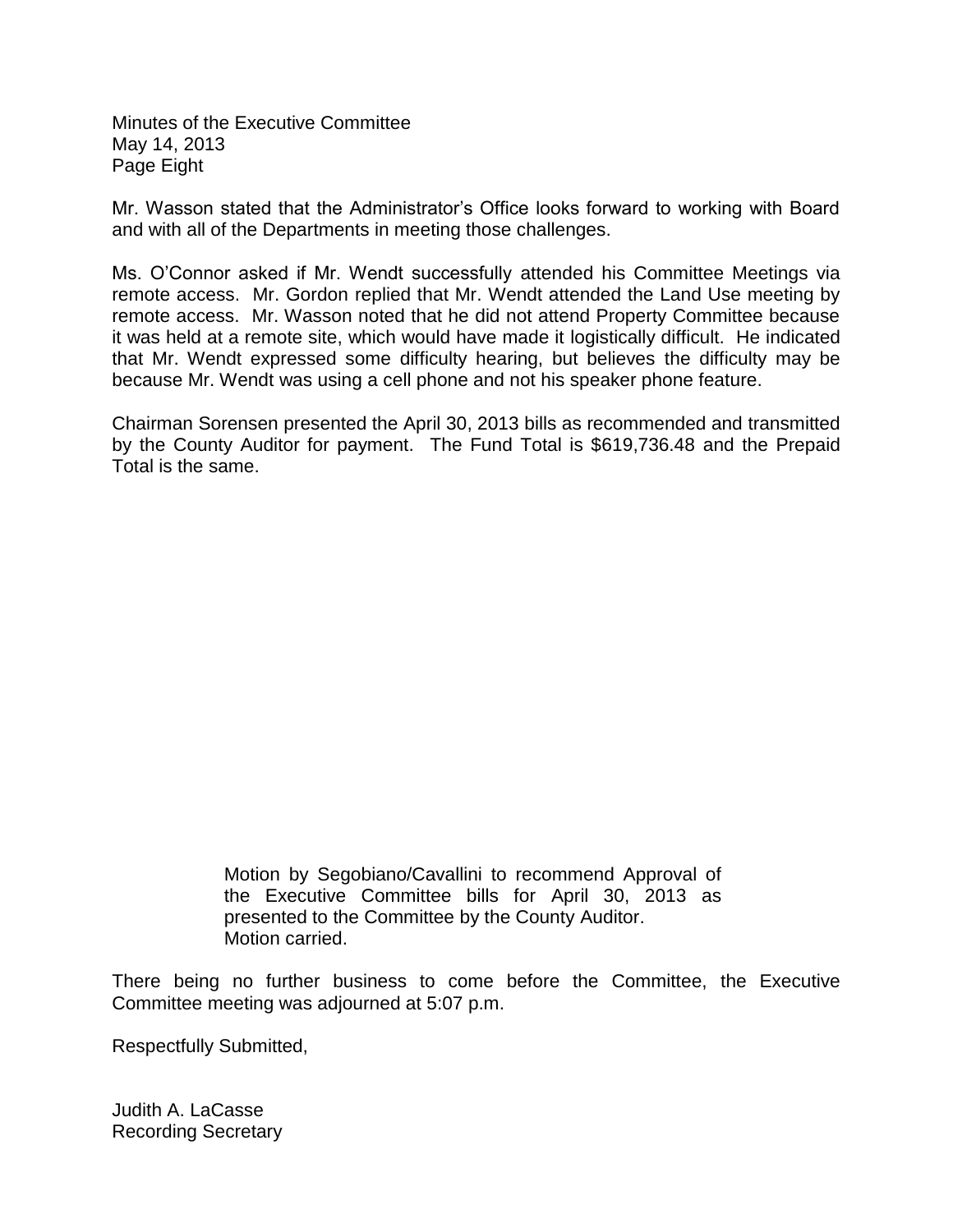Mr. Wasson stated that the Administrator's Office looks forward to working with Board and with all of the Departments in meeting those challenges.

Ms. O'Connor asked if Mr. Wendt successfully attended his Committee Meetings via remote access. Mr. Gordon replied that Mr. Wendt attended the Land Use meeting by remote access. Mr. Wasson noted that he did not attend Property Committee because it was held at a remote site, which would have made it logistically difficult. He indicated that Mr. Wendt expressed some difficulty hearing, but believes the difficulty may be because Mr. Wendt was using a cell phone and not his speaker phone feature.

Chairman Sorensen presented the April 30, 2013 bills as recommended and transmitted by the County Auditor for payment. The Fund Total is $619,736.48 and the Prepaid Total is the same.

> Motion by Segobiano/Cavallini to recommend Approval of the Executive Committee bills for April 30, 2013 as presented to the Committee by the County Auditor.
> Motion carried.

There being no further business to come before the Committee, the Executive Committee meeting was adjourned at 5:07 p.m.

Respectfully Submitted,

Judith A. LaCasse
Recording Secretary